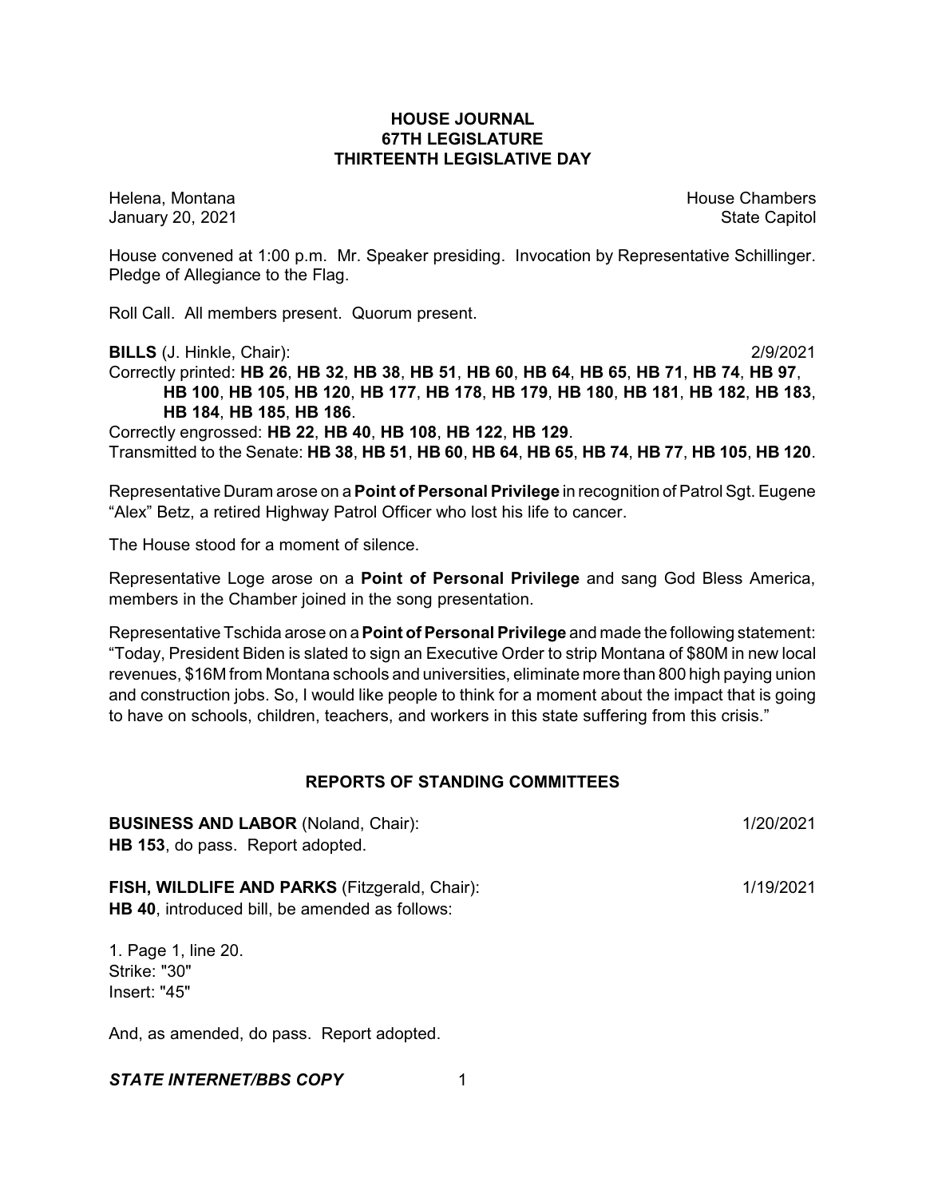# HOUSE JOURNAL
## 67TH LEGISLATURE
## THIRTEENTH LEGISLATIVE DAY

Helena, Montana House Chambers
January 20, 2021 State Capitol

House convened at 1:00 p.m. Mr. Speaker presiding. Invocation by Representative Schillinger. Pledge of Allegiance to the Flag.

Roll Call. All members present. Quorum present.

**BILLS** (J. Hinkle, Chair): 2/9/2021

Correctly printed: **HB 26**, **HB 32**, **HB 38**, **HB 51**, **HB 60**, **HB 64**, **HB 65**, **HB 71**, **HB 74**, **HB 97**, **HB 100**, **HB 105**, **HB 120**, **HB 177**, **HB 178**, **HB 179**, **HB 180**, **HB 181**, **HB 182**, **HB 183**, **HB 184**, **HB 185**, **HB 186**.

Correctly engrossed: **HB 22**, **HB 40**, **HB 108**, **HB 122**, **HB 129**.

Transmitted to the Senate: **HB 38**, **HB 51**, **HB 60**, **HB 64**, **HB 65**, **HB 74**, **HB 77**, **HB 105**, **HB 120**.

Representative Duram arose on a **Point of Personal Privilege** in recognition of Patrol Sgt. Eugene "Alex" Betz, a retired Highway Patrol Officer who lost his life to cancer.

The House stood for a moment of silence.

Representative Loge arose on a **Point of Personal Privilege** and sang God Bless America, members in the Chamber joined in the song presentation.

Representative Tschida arose on a **Point of Personal Privilege** and made the following statement: "Today, President Biden is slated to sign an Executive Order to strip Montana of $80M in new local revenues, $16M from Montana schools and universities, eliminate more than 800 high paying union and construction jobs. So, I would like people to think for a moment about the impact that is going to have on schools, children, teachers, and workers in this state suffering from this crisis."

## REPORTS OF STANDING COMMITTEES

**BUSINESS AND LABOR** (Noland, Chair): 1/20/2021
**HB 153**, do pass. Report adopted.

**FISH, WILDLIFE AND PARKS** (Fitzgerald, Chair): 1/19/2021
**HB 40**, introduced bill, be amended as follows:

1. Page 1, line 20.
Strike: "30"
Insert: "45"

And, as amended, do pass. Report adopted.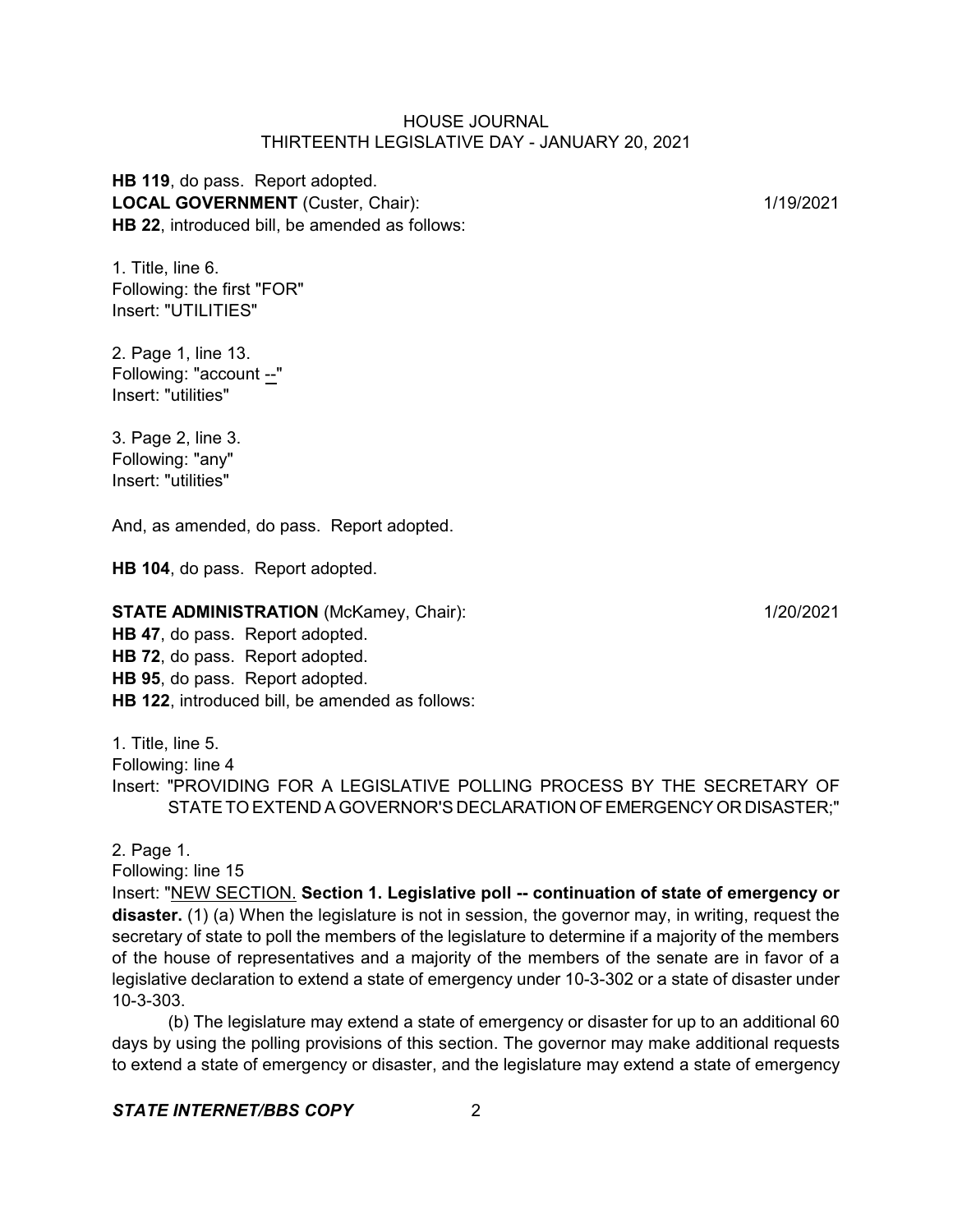**HB 119**, do pass. Report adopted.

**LOCAL GOVERNMENT** (Custer, Chair): 1/19/2021

**HB 22**, introduced bill, be amended as follows:

1. Title, line 6.
Following: the first "FOR"
Insert: "UTILITIES"

2. Page 1, line 13.
Following: "account --"
Insert: "utilities"

3. Page 2, line 3.
Following: "any"
Insert: "utilities"

And, as amended, do pass. Report adopted.

**HB 104**, do pass. Report adopted.

**STATE ADMINISTRATION** (McKamey, Chair): 1/20/2021

**HB 47**, do pass. Report adopted.
**HB 72**, do pass. Report adopted.
**HB 95**, do pass. Report adopted.
**HB 122**, introduced bill, be amended as follows:

1. Title, line 5.
Following: line 4
Insert: "PROVIDING FOR A LEGISLATIVE POLLING PROCESS BY THE SECRETARY OF STATE TO EXTEND A GOVERNOR'S DECLARATION OF EMERGENCY OR DISASTER;"

2. Page 1.
Following: line 15
Insert: "NEW SECTION. **Section 1. Legislative poll -- continuation of state of emergency or disaster.** (1) (a) When the legislature is not in session, the governor may, in writing, request the secretary of state to poll the members of the legislature to determine if a majority of the members of the house of representatives and a majority of the members of the senate are in favor of a legislative declaration to extend a state of emergency under 10-3-302 or a state of disaster under 10-3-303.

(b) The legislature may extend a state of emergency or disaster for up to an additional 60 days by using the polling provisions of this section. The governor may make additional requests to extend a state of emergency or disaster, and the legislature may extend a state of emergency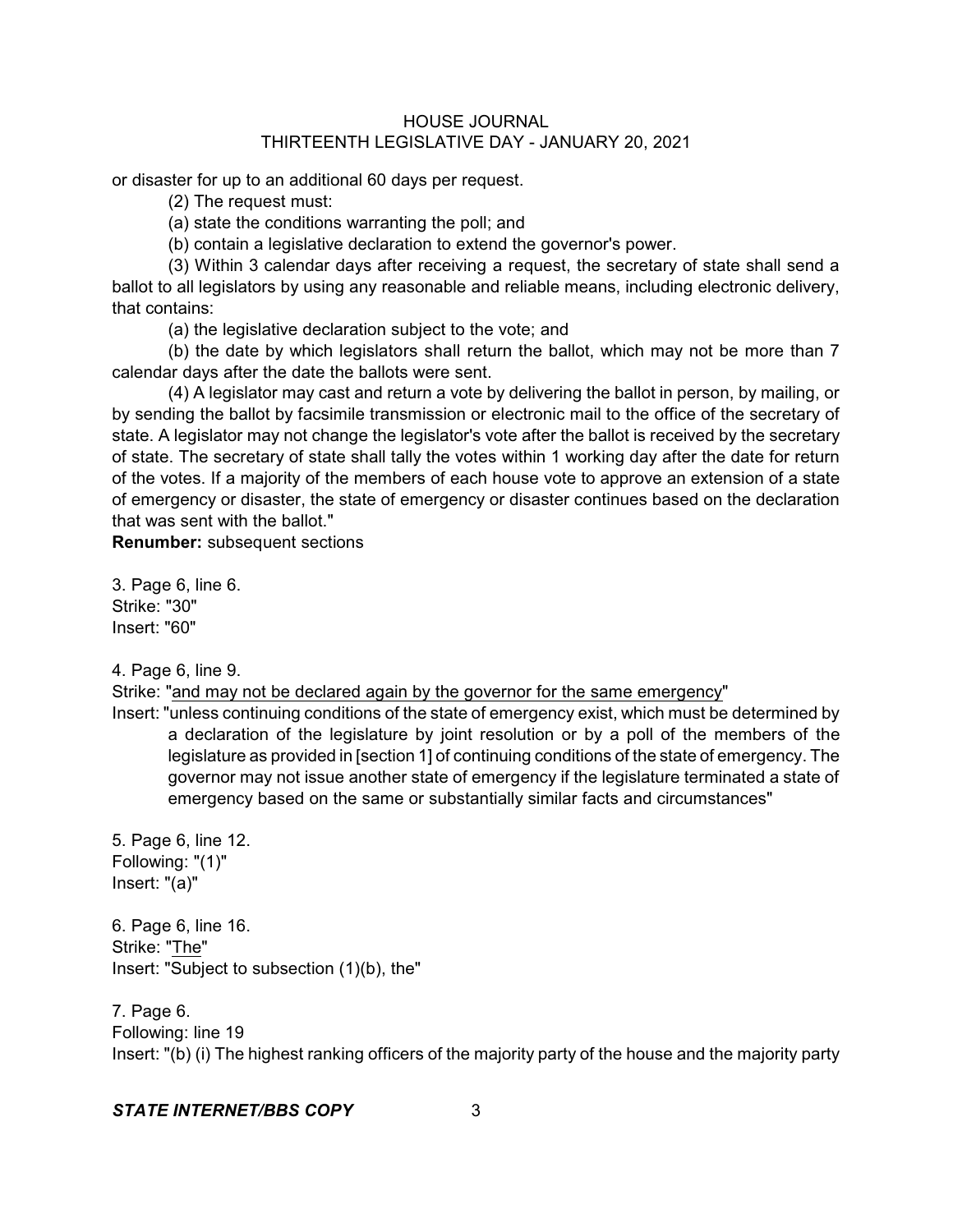or disaster for up to an additional 60 days per request.

(2) The request must:

(a) state the conditions warranting the poll; and

(b) contain a legislative declaration to extend the governor's power.

(3) Within 3 calendar days after receiving a request, the secretary of state shall send a ballot to all legislators by using any reasonable and reliable means, including electronic delivery, that contains:

(a) the legislative declaration subject to the vote; and

(b) the date by which legislators shall return the ballot, which may not be more than 7 calendar days after the date the ballots were sent.

(4) A legislator may cast and return a vote by delivering the ballot in person, by mailing, or by sending the ballot by facsimile transmission or electronic mail to the office of the secretary of state. A legislator may not change the legislator's vote after the ballot is received by the secretary of state. The secretary of state shall tally the votes within 1 working day after the date for return of the votes. If a majority of the members of each house vote to approve an extension of a state of emergency or disaster, the state of emergency or disaster continues based on the declaration that was sent with the ballot."

**Renumber:** subsequent sections

3. Page 6, line 6.
Strike: "30"
Insert: "60"

4. Page 6, line 9.
Strike: "<u>and may not be declared again by the governor for the same emergency</u>"
Insert: "unless continuing conditions of the state of emergency exist, which must be determined by a declaration of the legislature by joint resolution or by a poll of the members of the legislature as provided in [section 1] of continuing conditions of the state of emergency. The governor may not issue another state of emergency if the legislature terminated a state of emergency based on the same or substantially similar facts and circumstances"

5. Page 6, line 12.
Following: "(1)"
Insert: "(a)"

6. Page 6, line 16.
Strike: "<u>The</u>"
Insert: "Subject to subsection (1)(b), the"

7. Page 6.
Following: line 19
Insert: "(b) (i) The highest ranking officers of the majority party of the house and the majority party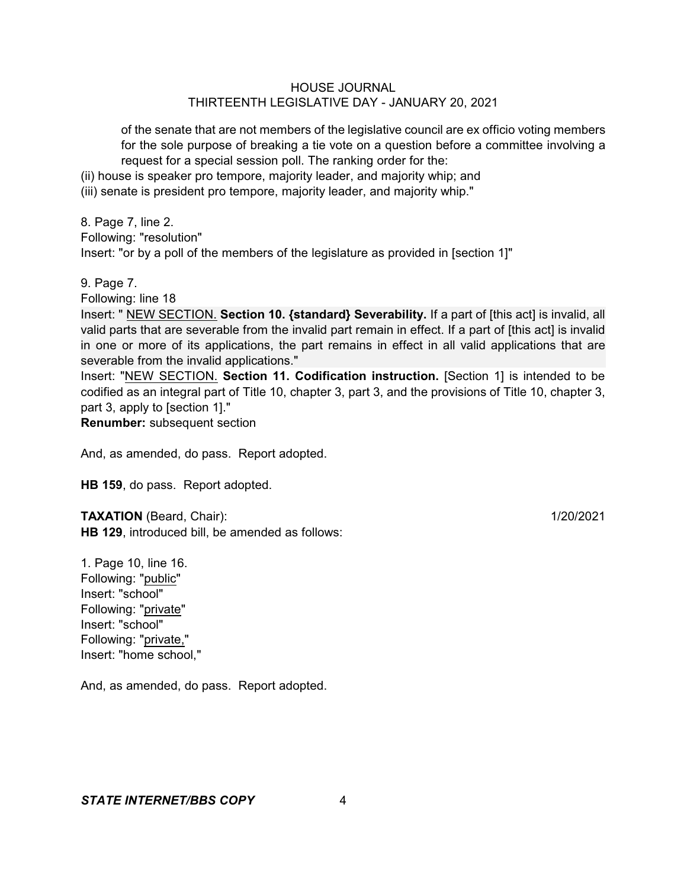of the senate that are not members of the legislative council are ex officio voting members for the sole purpose of breaking a tie vote on a question before a committee involving a request for a special session poll. The ranking order for the:

(ii) house is speaker pro tempore, majority leader, and majority whip; and

(iii) senate is president pro tempore, majority leader, and majority whip."

8. Page 7, line 2.
Following: "resolution"
Insert: "or by a poll of the members of the legislature as provided in [section 1]"

9. Page 7.
Following: line 18
Insert: " NEW SECTION. **Section 10. {standard} Severability.** If a part of [this act] is invalid, all valid parts that are severable from the invalid part remain in effect. If a part of [this act] is invalid in one or more of its applications, the part remains in effect in all valid applications that are severable from the invalid applications."
Insert: "NEW SECTION. **Section 11. Codification instruction.** [Section 1] is intended to be codified as an integral part of Title 10, chapter 3, part 3, and the provisions of Title 10, chapter 3, part 3, apply to [section 1]."
**Renumber:** subsequent section

And, as amended, do pass. Report adopted.

**HB 159**, do pass. Report adopted.

**TAXATION** (Beard, Chair): 1/20/2021
**HB 129**, introduced bill, be amended as follows:

1. Page 10, line 16.
Following: "public"
Insert: "school"
Following: "private"
Insert: "school"
Following: "private,"
Insert: "home school,"

And, as amended, do pass. Report adopted.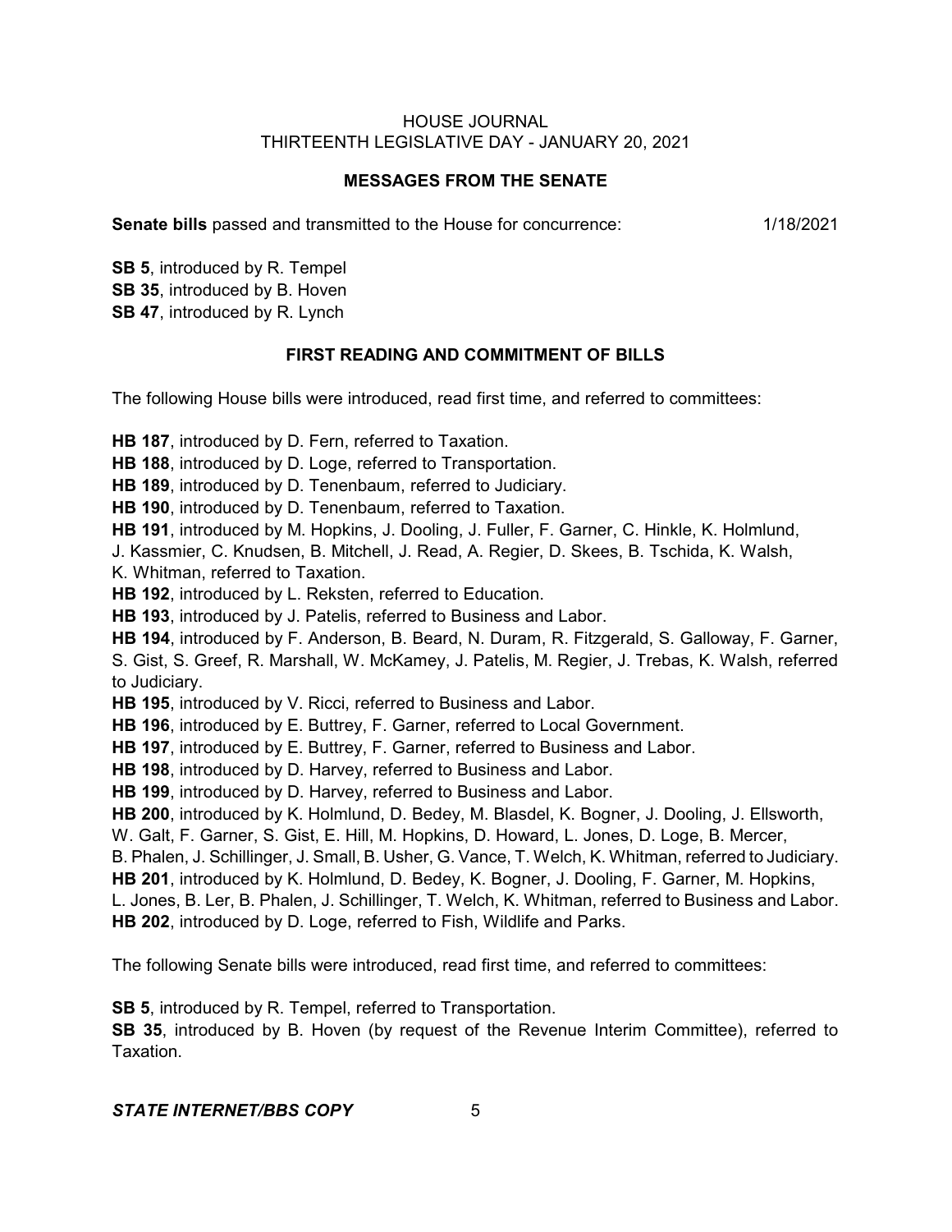## MESSAGES FROM THE SENATE

**Senate bills** passed and transmitted to the House for concurrence: 1/18/2021

**SB 5**, introduced by R. Tempel
**SB 35**, introduced by B. Hoven
**SB 47**, introduced by R. Lynch

## FIRST READING AND COMMITMENT OF BILLS

The following House bills were introduced, read first time, and referred to committees:

**HB 187**, introduced by D. Fern, referred to Taxation.
**HB 188**, introduced by D. Loge, referred to Transportation.
**HB 189**, introduced by D. Tenenbaum, referred to Judiciary.
**HB 190**, introduced by D. Tenenbaum, referred to Taxation.
**HB 191**, introduced by M. Hopkins, J. Dooling, J. Fuller, F. Garner, C. Hinkle, K. Holmlund, J. Kassmier, C. Knudsen, B. Mitchell, J. Read, A. Regier, D. Skees, B. Tschida, K. Walsh, K. Whitman, referred to Taxation.
**HB 192**, introduced by L. Reksten, referred to Education.
**HB 193**, introduced by J. Patelis, referred to Business and Labor.
**HB 194**, introduced by F. Anderson, B. Beard, N. Duram, R. Fitzgerald, S. Galloway, F. Garner, S. Gist, S. Greef, R. Marshall, W. McKamey, J. Patelis, M. Regier, J. Trebas, K. Walsh, referred to Judiciary.
**HB 195**, introduced by V. Ricci, referred to Business and Labor.
**HB 196**, introduced by E. Buttrey, F. Garner, referred to Local Government.
**HB 197**, introduced by E. Buttrey, F. Garner, referred to Business and Labor.
**HB 198**, introduced by D. Harvey, referred to Business and Labor.
**HB 199**, introduced by D. Harvey, referred to Business and Labor.
**HB 200**, introduced by K. Holmlund, D. Bedey, M. Blasdel, K. Bogner, J. Dooling, J. Ellsworth, W. Galt, F. Garner, S. Gist, E. Hill, M. Hopkins, D. Howard, L. Jones, D. Loge, B. Mercer, B. Phalen, J. Schillinger, J. Small, B. Usher, G. Vance, T. Welch, K. Whitman, referred to Judiciary.
**HB 201**, introduced by K. Holmlund, D. Bedey, K. Bogner, J. Dooling, F. Garner, M. Hopkins, L. Jones, B. Ler, B. Phalen, J. Schillinger, T. Welch, K. Whitman, referred to Business and Labor.
**HB 202**, introduced by D. Loge, referred to Fish, Wildlife and Parks.

The following Senate bills were introduced, read first time, and referred to committees:

**SB 5**, introduced by R. Tempel, referred to Transportation.
**SB 35**, introduced by B. Hoven (by request of the Revenue Interim Committee), referred to Taxation.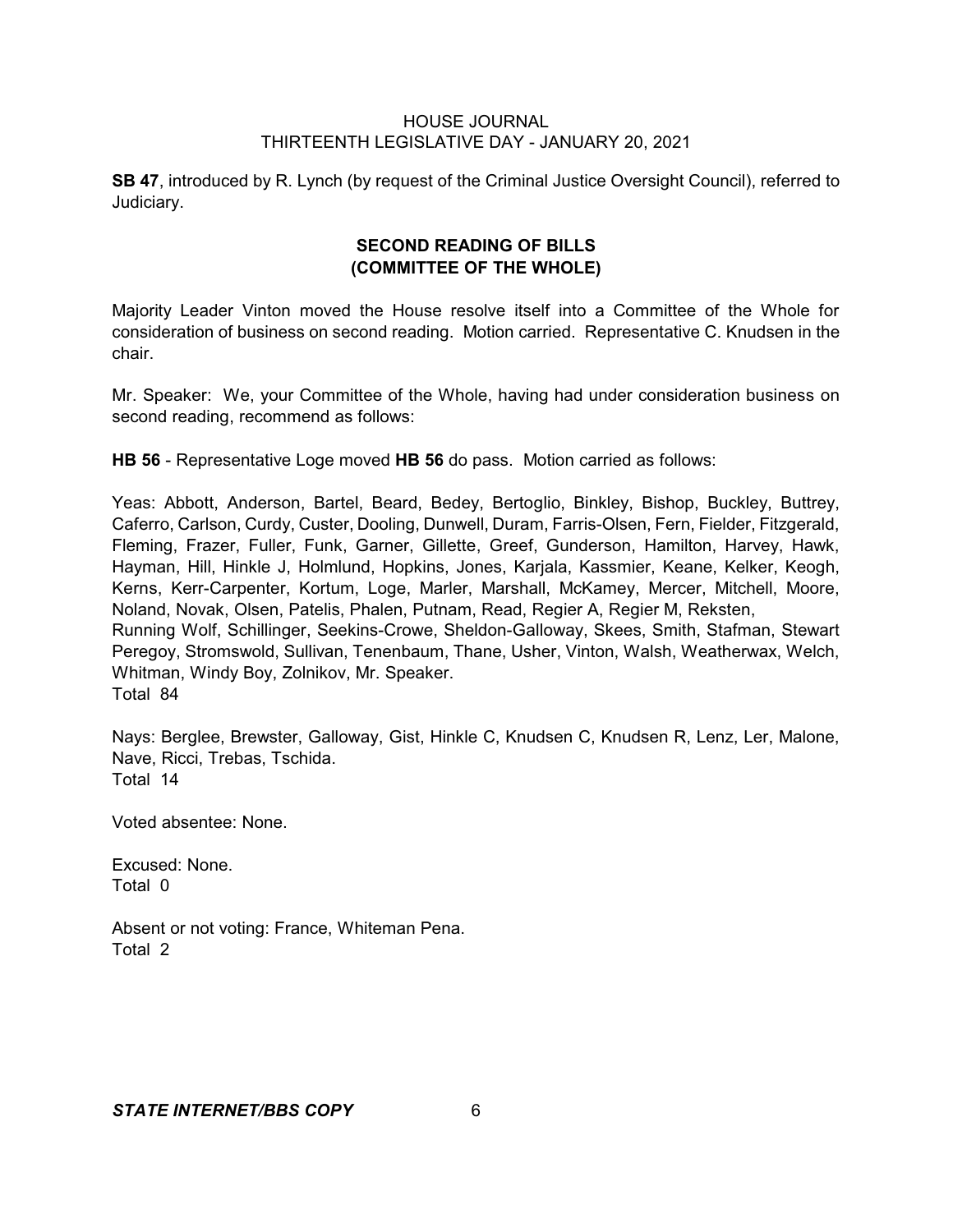**SB 47**, introduced by R. Lynch (by request of the Criminal Justice Oversight Council), referred to Judiciary.

## SECOND READING OF BILLS
## (COMMITTEE OF THE WHOLE)

Majority Leader Vinton moved the House resolve itself into a Committee of the Whole for consideration of business on second reading. Motion carried. Representative C. Knudsen in the chair.

Mr. Speaker: We, your Committee of the Whole, having had under consideration business on second reading, recommend as follows:

**HB 56** - Representative Loge moved **HB 56** do pass. Motion carried as follows:

Yeas: Abbott, Anderson, Bartel, Beard, Bedey, Bertoglio, Binkley, Bishop, Buckley, Buttrey, Caferro, Carlson, Curdy, Custer, Dooling, Dunwell, Duram, Farris-Olsen, Fern, Fielder, Fitzgerald, Fleming, Frazer, Fuller, Funk, Garner, Gillette, Greef, Gunderson, Hamilton, Harvey, Hawk, Hayman, Hill, Hinkle J, Holmlund, Hopkins, Jones, Karjala, Kassmier, Keane, Kelker, Keogh, Kerns, Kerr-Carpenter, Kortum, Loge, Marler, Marshall, McKamey, Mercer, Mitchell, Moore, Noland, Novak, Olsen, Patelis, Phalen, Putnam, Read, Regier A, Regier M, Reksten, Running Wolf, Schillinger, Seekins-Crowe, Sheldon-Galloway, Skees, Smith, Stafman, Stewart Peregoy, Stromswold, Sullivan, Tenenbaum, Thane, Usher, Vinton, Walsh, Weatherwax, Welch, Whitman, Windy Boy, Zolnikov, Mr. Speaker.
Total 84

Nays: Berglee, Brewster, Galloway, Gist, Hinkle C, Knudsen C, Knudsen R, Lenz, Ler, Malone, Nave, Ricci, Trebas, Tschida.
Total 14

Voted absentee: None.

Excused: None.
Total 0

Absent or not voting: France, Whiteman Pena.
Total 2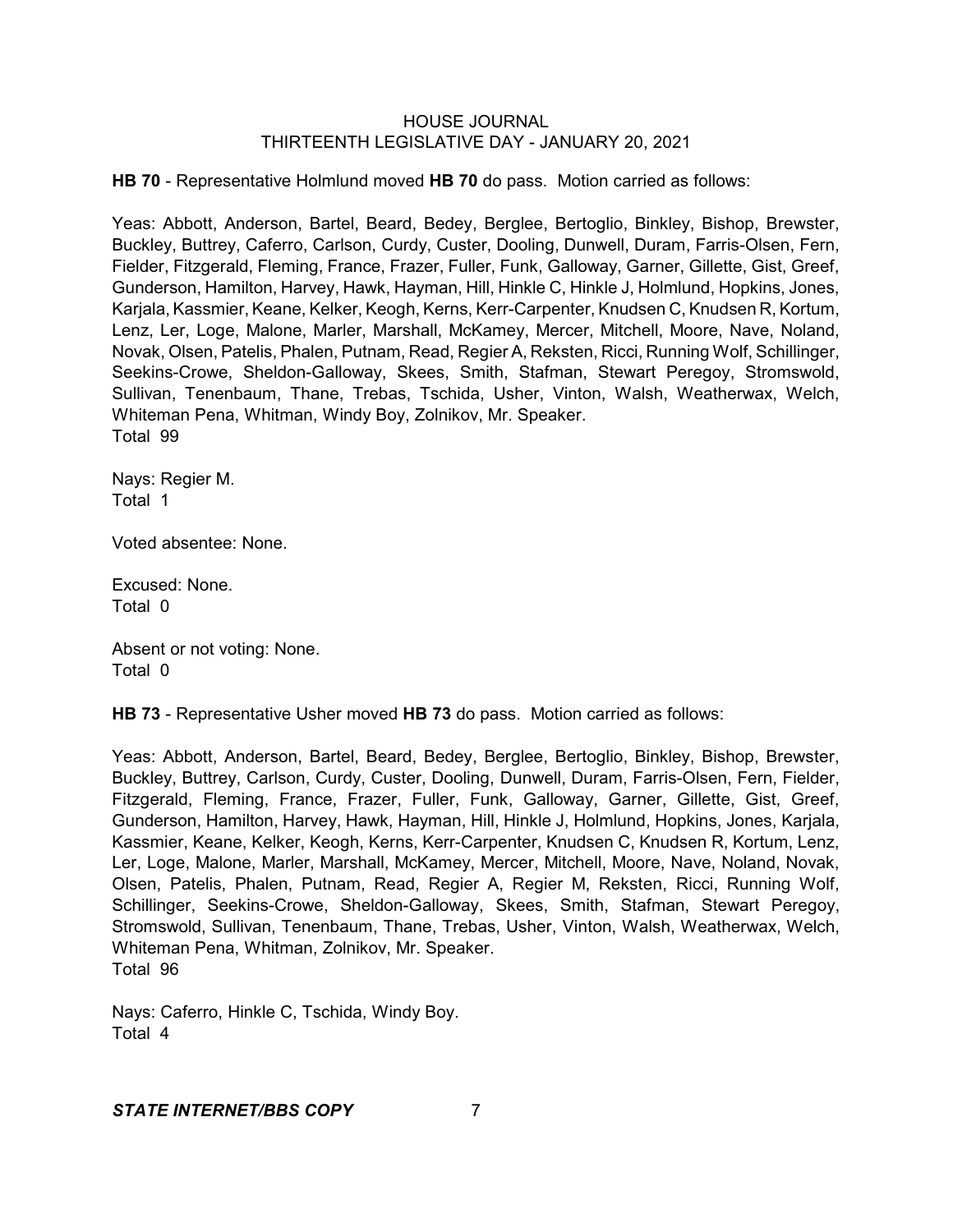**HB 70** - Representative Holmlund moved **HB 70** do pass. Motion carried as follows:

Yeas: Abbott, Anderson, Bartel, Beard, Bedey, Berglee, Bertoglio, Binkley, Bishop, Brewster, Buckley, Buttrey, Caferro, Carlson, Curdy, Custer, Dooling, Dunwell, Duram, Farris-Olsen, Fern, Fielder, Fitzgerald, Fleming, France, Frazer, Fuller, Funk, Galloway, Garner, Gillette, Gist, Greef, Gunderson, Hamilton, Harvey, Hawk, Hayman, Hill, Hinkle C, Hinkle J, Holmlund, Hopkins, Jones, Karjala, Kassmier, Keane, Kelker, Keogh, Kerns, Kerr-Carpenter, Knudsen C, Knudsen R, Kortum, Lenz, Ler, Loge, Malone, Marler, Marshall, McKamey, Mercer, Mitchell, Moore, Nave, Noland, Novak, Olsen, Patelis, Phalen, Putnam, Read, Regier A, Reksten, Ricci, Running Wolf, Schillinger, Seekins-Crowe, Sheldon-Galloway, Skees, Smith, Stafman, Stewart Peregoy, Stromswold, Sullivan, Tenenbaum, Thane, Trebas, Tschida, Usher, Vinton, Walsh, Weatherwax, Welch, Whiteman Pena, Whitman, Windy Boy, Zolnikov, Mr. Speaker.
Total 99

Nays: Regier M.
Total 1

Voted absentee: None.

Excused: None.
Total 0

Absent or not voting: None.
Total 0

**HB 73** - Representative Usher moved **HB 73** do pass. Motion carried as follows:

Yeas: Abbott, Anderson, Bartel, Beard, Bedey, Berglee, Bertoglio, Binkley, Bishop, Brewster, Buckley, Buttrey, Carlson, Curdy, Custer, Dooling, Dunwell, Duram, Farris-Olsen, Fern, Fielder, Fitzgerald, Fleming, France, Frazer, Fuller, Funk, Galloway, Garner, Gillette, Gist, Greef, Gunderson, Hamilton, Harvey, Hawk, Hayman, Hill, Hinkle J, Holmlund, Hopkins, Jones, Karjala, Kassmier, Keane, Kelker, Keogh, Kerns, Kerr-Carpenter, Knudsen C, Knudsen R, Kortum, Lenz, Ler, Loge, Malone, Marler, Marshall, McKamey, Mercer, Mitchell, Moore, Nave, Noland, Novak, Olsen, Patelis, Phalen, Putnam, Read, Regier A, Regier M, Reksten, Ricci, Running Wolf, Schillinger, Seekins-Crowe, Sheldon-Galloway, Skees, Smith, Stafman, Stewart Peregoy, Stromswold, Sullivan, Tenenbaum, Thane, Trebas, Usher, Vinton, Walsh, Weatherwax, Welch, Whiteman Pena, Whitman, Zolnikov, Mr. Speaker.
Total 96

Nays: Caferro, Hinkle C, Tschida, Windy Boy.
Total 4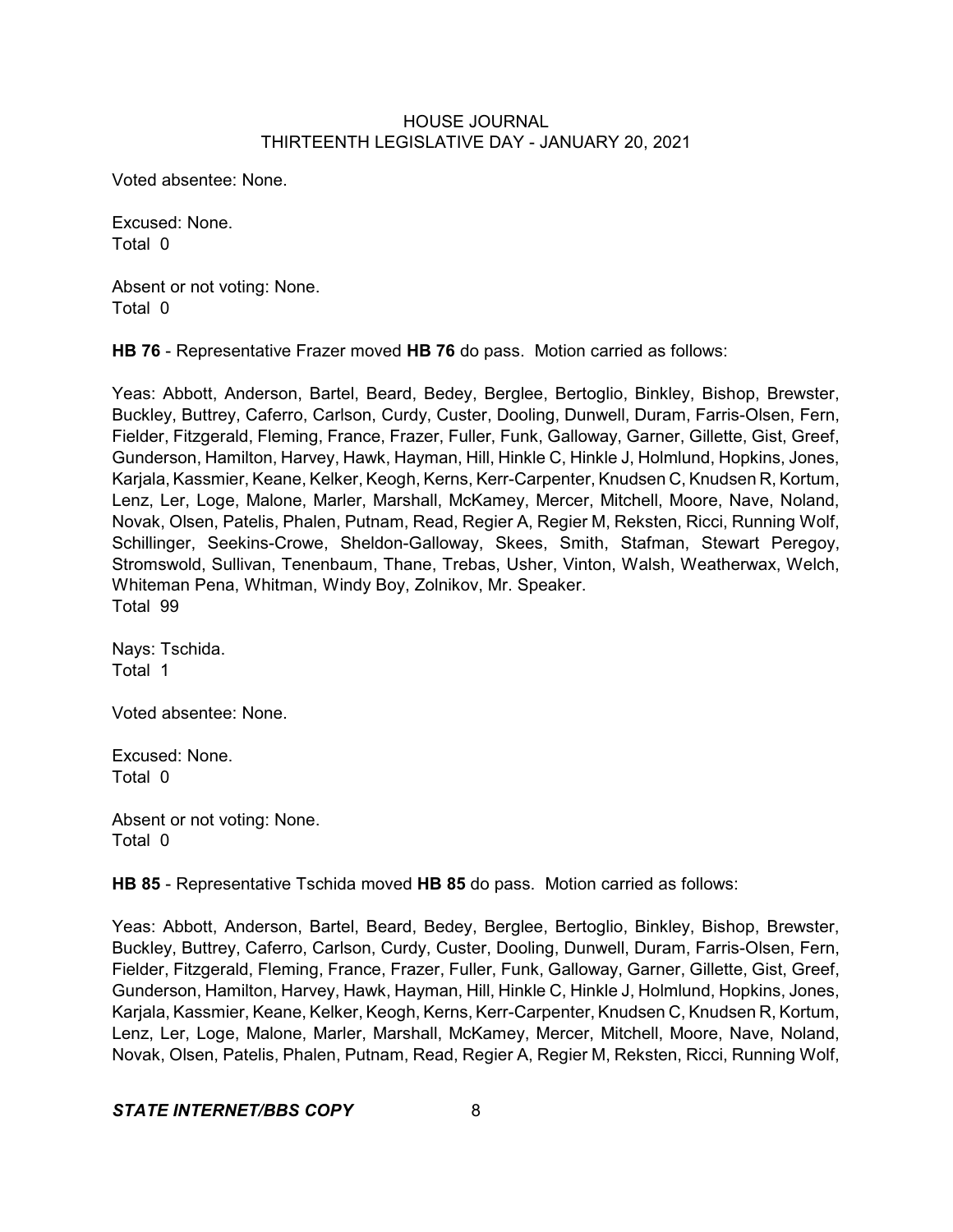Voted absentee: None.

Excused: None.
Total 0

Absent or not voting: None.
Total 0

**HB 76** - Representative Frazer moved **HB 76** do pass. Motion carried as follows:

Yeas: Abbott, Anderson, Bartel, Beard, Bedey, Berglee, Bertoglio, Binkley, Bishop, Brewster, Buckley, Buttrey, Caferro, Carlson, Curdy, Custer, Dooling, Dunwell, Duram, Farris-Olsen, Fern, Fielder, Fitzgerald, Fleming, France, Frazer, Fuller, Funk, Galloway, Garner, Gillette, Gist, Greef, Gunderson, Hamilton, Harvey, Hawk, Hayman, Hill, Hinkle C, Hinkle J, Holmlund, Hopkins, Jones, Karjala, Kassmier, Keane, Kelker, Keogh, Kerns, Kerr-Carpenter, Knudsen C, Knudsen R, Kortum, Lenz, Ler, Loge, Malone, Marler, Marshall, McKamey, Mercer, Mitchell, Moore, Nave, Noland, Novak, Olsen, Patelis, Phalen, Putnam, Read, Regier A, Regier M, Reksten, Ricci, Running Wolf, Schillinger, Seekins-Crowe, Sheldon-Galloway, Skees, Smith, Stafman, Stewart Peregoy, Stromswold, Sullivan, Tenenbaum, Thane, Trebas, Usher, Vinton, Walsh, Weatherwax, Welch, Whiteman Pena, Whitman, Windy Boy, Zolnikov, Mr. Speaker.
Total 99

Nays: Tschida.
Total 1

Voted absentee: None.

Excused: None.
Total 0

Absent or not voting: None.
Total 0

**HB 85** - Representative Tschida moved **HB 85** do pass. Motion carried as follows:

Yeas: Abbott, Anderson, Bartel, Beard, Bedey, Berglee, Bertoglio, Binkley, Bishop, Brewster, Buckley, Buttrey, Caferro, Carlson, Curdy, Custer, Dooling, Dunwell, Duram, Farris-Olsen, Fern, Fielder, Fitzgerald, Fleming, France, Frazer, Fuller, Funk, Galloway, Garner, Gillette, Gist, Greef, Gunderson, Hamilton, Harvey, Hawk, Hayman, Hill, Hinkle C, Hinkle J, Holmlund, Hopkins, Jones, Karjala, Kassmier, Keane, Kelker, Keogh, Kerns, Kerr-Carpenter, Knudsen C, Knudsen R, Kortum, Lenz, Ler, Loge, Malone, Marler, Marshall, McKamey, Mercer, Mitchell, Moore, Nave, Noland, Novak, Olsen, Patelis, Phalen, Putnam, Read, Regier A, Regier M, Reksten, Ricci, Running Wolf,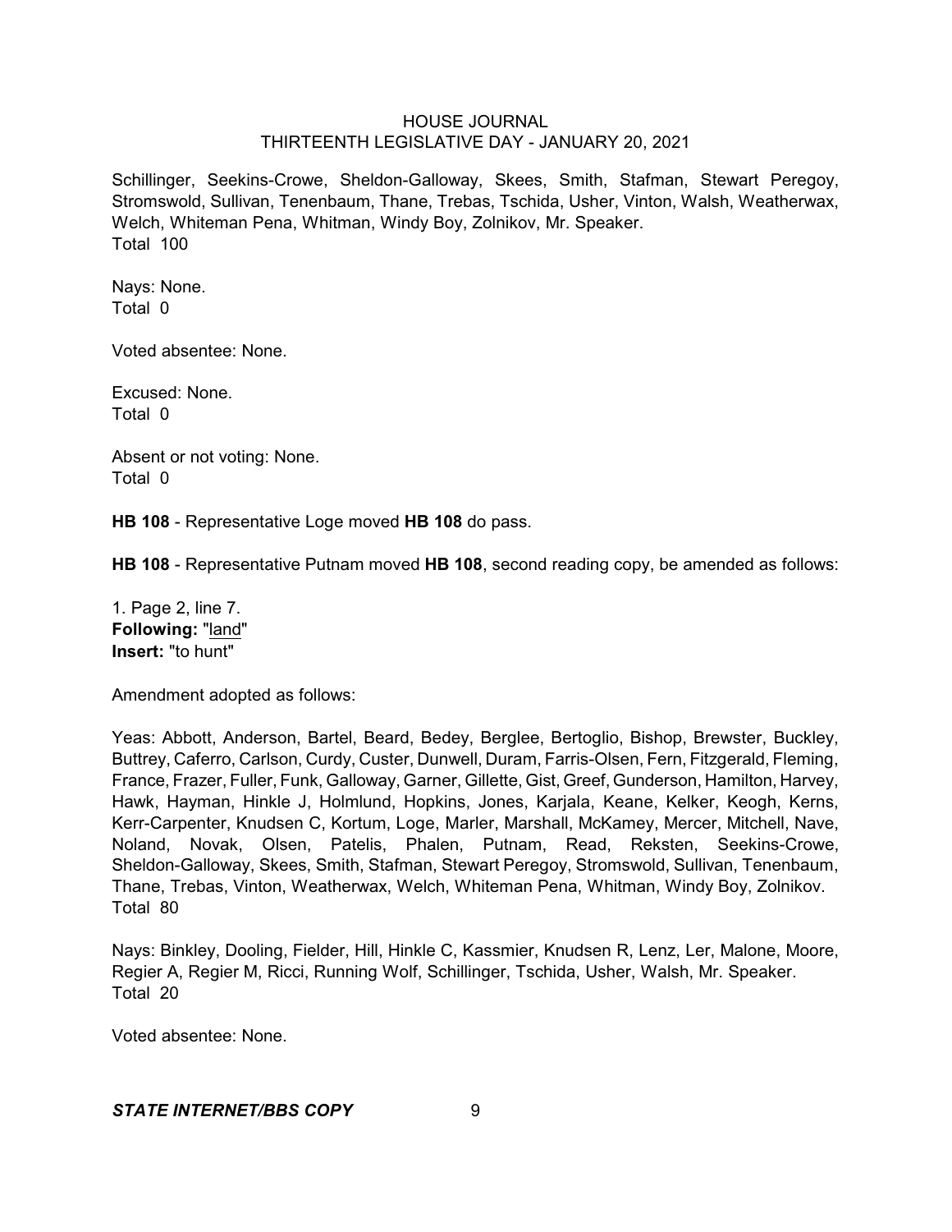Schillinger, Seekins-Crowe, Sheldon-Galloway, Skees, Smith, Stafman, Stewart Peregoy, Stromswold, Sullivan, Tenenbaum, Thane, Trebas, Tschida, Usher, Vinton, Walsh, Weatherwax, Welch, Whiteman Pena, Whitman, Windy Boy, Zolnikov, Mr. Speaker.
Total 100

Nays: None.
Total 0

Voted absentee: None.

Excused: None.
Total 0

Absent or not voting: None.
Total 0

**HB 108** - Representative Loge moved **HB 108** do pass.

**HB 108** - Representative Putnam moved **HB 108**, second reading copy, be amended as follows:

1. Page 2, line 7.
**Following:** "land"
**Insert:** "to hunt"

Amendment adopted as follows:

Yeas: Abbott, Anderson, Bartel, Beard, Bedey, Berglee, Bertoglio, Bishop, Brewster, Buckley, Buttrey, Caferro, Carlson, Curdy, Custer, Dunwell, Duram, Farris-Olsen, Fern, Fitzgerald, Fleming, France, Frazer, Fuller, Funk, Galloway, Garner, Gillette, Gist, Greef, Gunderson, Hamilton, Harvey, Hawk, Hayman, Hinkle J, Holmlund, Hopkins, Jones, Karjala, Keane, Kelker, Keogh, Kerns, Kerr-Carpenter, Knudsen C, Kortum, Loge, Marler, Marshall, McKamey, Mercer, Mitchell, Nave, Noland, Novak, Olsen, Patelis, Phalen, Putnam, Read, Reksten, Seekins-Crowe, Sheldon-Galloway, Skees, Smith, Stafman, Stewart Peregoy, Stromswold, Sullivan, Tenenbaum, Thane, Trebas, Vinton, Weatherwax, Welch, Whiteman Pena, Whitman, Windy Boy, Zolnikov.
Total 80

Nays: Binkley, Dooling, Fielder, Hill, Hinkle C, Kassmier, Knudsen R, Lenz, Ler, Malone, Moore, Regier A, Regier M, Ricci, Running Wolf, Schillinger, Tschida, Usher, Walsh, Mr. Speaker.
Total 20

Voted absentee: None.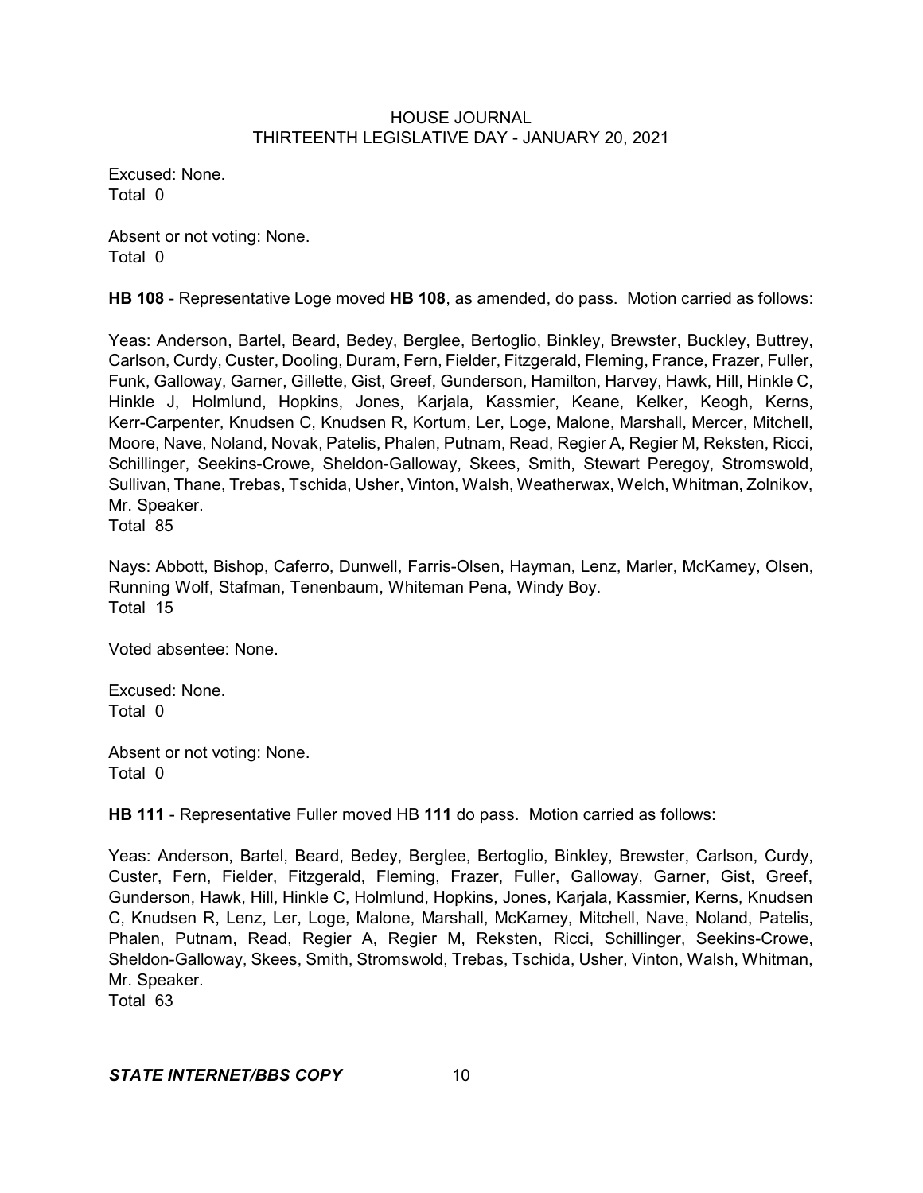Excused: None.
Total 0

Absent or not voting: None.
Total 0

**HB 108** - Representative Loge moved **HB 108**, as amended, do pass. Motion carried as follows:

Yeas: Anderson, Bartel, Beard, Bedey, Berglee, Bertoglio, Binkley, Brewster, Buckley, Buttrey, Carlson, Curdy, Custer, Dooling, Duram, Fern, Fielder, Fitzgerald, Fleming, France, Frazer, Fuller, Funk, Galloway, Garner, Gillette, Gist, Greef, Gunderson, Hamilton, Harvey, Hawk, Hill, Hinkle C, Hinkle J, Holmlund, Hopkins, Jones, Karjala, Kassmier, Keane, Kelker, Keogh, Kerns, Kerr-Carpenter, Knudsen C, Knudsen R, Kortum, Ler, Loge, Malone, Marshall, Mercer, Mitchell, Moore, Nave, Noland, Novak, Patelis, Phalen, Putnam, Read, Regier A, Regier M, Reksten, Ricci, Schillinger, Seekins-Crowe, Sheldon-Galloway, Skees, Smith, Stewart Peregoy, Stromswold, Sullivan, Thane, Trebas, Tschida, Usher, Vinton, Walsh, Weatherwax, Welch, Whitman, Zolnikov, Mr. Speaker.
Total 85

Nays: Abbott, Bishop, Caferro, Dunwell, Farris-Olsen, Hayman, Lenz, Marler, McKamey, Olsen, Running Wolf, Stafman, Tenenbaum, Whiteman Pena, Windy Boy.
Total 15

Voted absentee: None.

Excused: None.
Total 0

Absent or not voting: None.
Total 0

**HB 111** - Representative Fuller moved HB **111** do pass. Motion carried as follows:

Yeas: Anderson, Bartel, Beard, Bedey, Berglee, Bertoglio, Binkley, Brewster, Carlson, Curdy, Custer, Fern, Fielder, Fitzgerald, Fleming, Frazer, Fuller, Galloway, Garner, Gist, Greef, Gunderson, Hawk, Hill, Hinkle C, Holmlund, Hopkins, Jones, Karjala, Kassmier, Kerns, Knudsen C, Knudsen R, Lenz, Ler, Loge, Malone, Marshall, McKamey, Mitchell, Nave, Noland, Patelis, Phalen, Putnam, Read, Regier A, Regier M, Reksten, Ricci, Schillinger, Seekins-Crowe, Sheldon-Galloway, Skees, Smith, Stromswold, Trebas, Tschida, Usher, Vinton, Walsh, Whitman, Mr. Speaker.
Total 63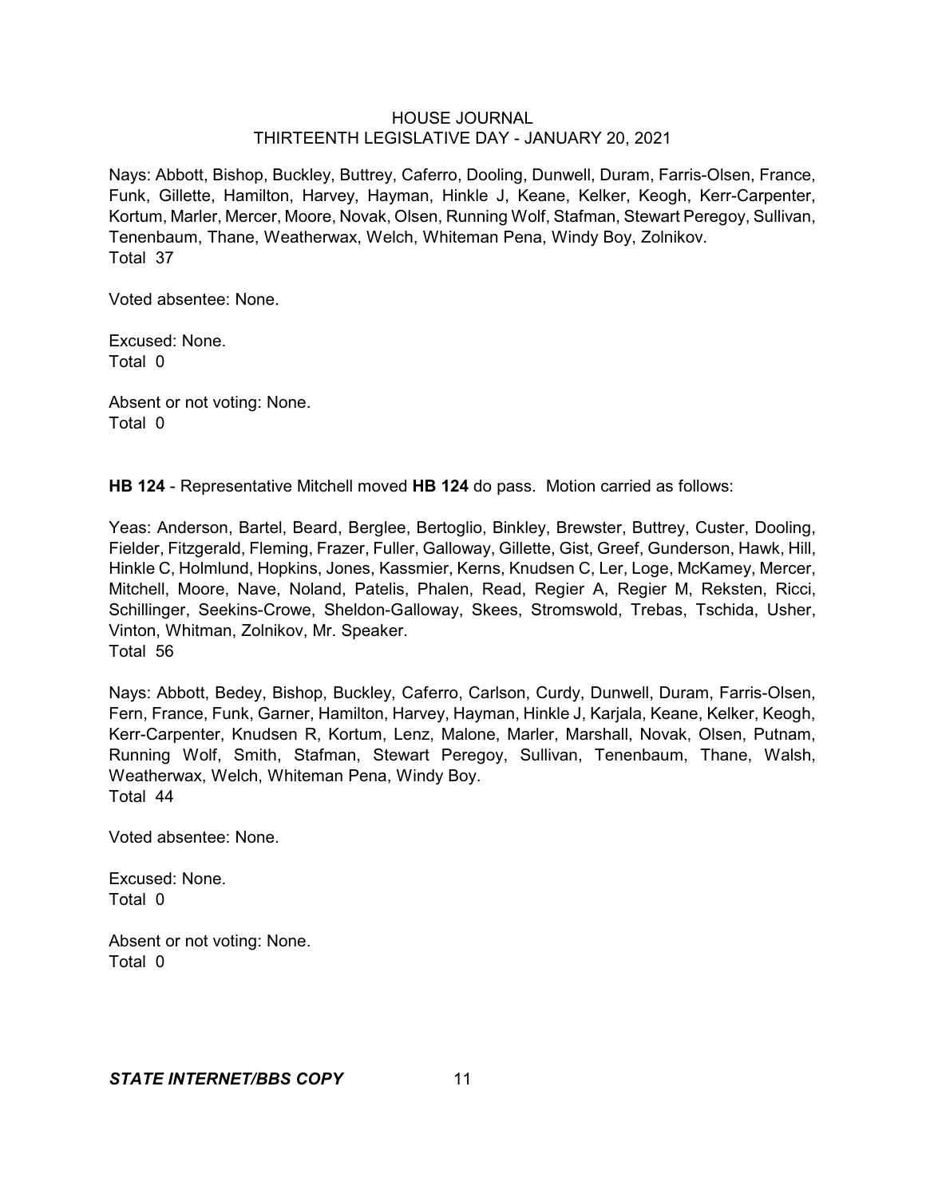Nays: Abbott, Bishop, Buckley, Buttrey, Caferro, Dooling, Dunwell, Duram, Farris-Olsen, France, Funk, Gillette, Hamilton, Harvey, Hayman, Hinkle J, Keane, Kelker, Keogh, Kerr-Carpenter, Kortum, Marler, Mercer, Moore, Novak, Olsen, Running Wolf, Stafman, Stewart Peregoy, Sullivan, Tenenbaum, Thane, Weatherwax, Welch, Whiteman Pena, Windy Boy, Zolnikov.
Total 37

Voted absentee: None.

Excused: None.
Total 0

Absent or not voting: None.
Total 0

**HB 124** - Representative Mitchell moved **HB 124** do pass. Motion carried as follows:

Yeas: Anderson, Bartel, Beard, Berglee, Bertoglio, Binkley, Brewster, Buttrey, Custer, Dooling, Fielder, Fitzgerald, Fleming, Frazer, Fuller, Galloway, Gillette, Gist, Greef, Gunderson, Hawk, Hill, Hinkle C, Holmlund, Hopkins, Jones, Kassmier, Kerns, Knudsen C, Ler, Loge, McKamey, Mercer, Mitchell, Moore, Nave, Noland, Patelis, Phalen, Read, Regier A, Regier M, Reksten, Ricci, Schillinger, Seekins-Crowe, Sheldon-Galloway, Skees, Stromswold, Trebas, Tschida, Usher, Vinton, Whitman, Zolnikov, Mr. Speaker.
Total 56

Nays: Abbott, Bedey, Bishop, Buckley, Caferro, Carlson, Curdy, Dunwell, Duram, Farris-Olsen, Fern, France, Funk, Garner, Hamilton, Harvey, Hayman, Hinkle J, Karjala, Keane, Kelker, Keogh, Kerr-Carpenter, Knudsen R, Kortum, Lenz, Malone, Marler, Marshall, Novak, Olsen, Putnam, Running Wolf, Smith, Stafman, Stewart Peregoy, Sullivan, Tenenbaum, Thane, Walsh, Weatherwax, Welch, Whiteman Pena, Windy Boy.
Total 44

Voted absentee: None.

Excused: None.
Total 0

Absent or not voting: None.
Total 0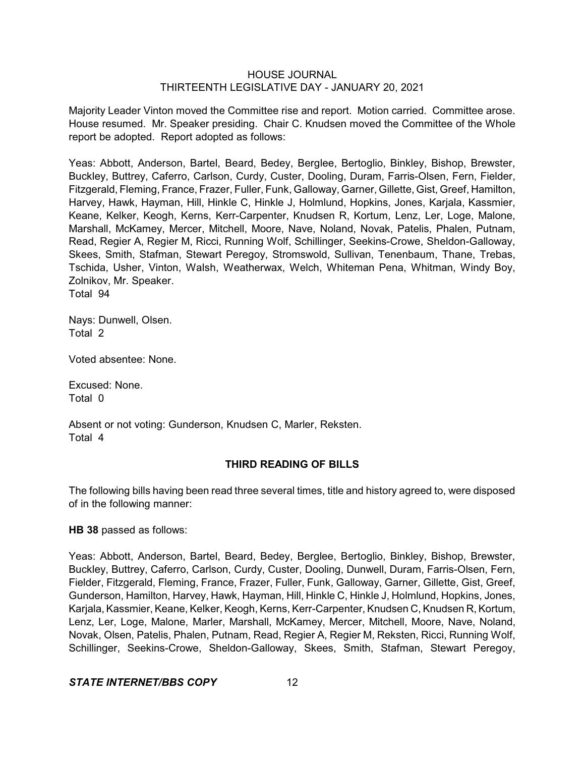Majority Leader Vinton moved the Committee rise and report. Motion carried. Committee arose. House resumed. Mr. Speaker presiding. Chair C. Knudsen moved the Committee of the Whole report be adopted. Report adopted as follows:

Yeas: Abbott, Anderson, Bartel, Beard, Bedey, Berglee, Bertoglio, Binkley, Bishop, Brewster, Buckley, Buttrey, Caferro, Carlson, Curdy, Custer, Dooling, Duram, Farris-Olsen, Fern, Fielder, Fitzgerald, Fleming, France, Frazer, Fuller, Funk, Galloway, Garner, Gillette, Gist, Greef, Hamilton, Harvey, Hawk, Hayman, Hill, Hinkle C, Hinkle J, Holmlund, Hopkins, Jones, Karjala, Kassmier, Keane, Kelker, Keogh, Kerns, Kerr-Carpenter, Knudsen R, Kortum, Lenz, Ler, Loge, Malone, Marshall, McKamey, Mercer, Mitchell, Moore, Nave, Noland, Novak, Patelis, Phalen, Putnam, Read, Regier A, Regier M, Ricci, Running Wolf, Schillinger, Seekins-Crowe, Sheldon-Galloway, Skees, Smith, Stafman, Stewart Peregoy, Stromswold, Sullivan, Tenenbaum, Thane, Trebas, Tschida, Usher, Vinton, Walsh, Weatherwax, Welch, Whiteman Pena, Whitman, Windy Boy, Zolnikov, Mr. Speaker.
Total 94

Nays: Dunwell, Olsen.
Total 2

Voted absentee: None.

Excused: None.
Total 0

Absent or not voting: Gunderson, Knudsen C, Marler, Reksten.
Total 4

## THIRD READING OF BILLS

The following bills having been read three several times, title and history agreed to, were disposed of in the following manner:

**HB 38** passed as follows:

Yeas: Abbott, Anderson, Bartel, Beard, Bedey, Berglee, Bertoglio, Binkley, Bishop, Brewster, Buckley, Buttrey, Caferro, Carlson, Curdy, Custer, Dooling, Dunwell, Duram, Farris-Olsen, Fern, Fielder, Fitzgerald, Fleming, France, Frazer, Fuller, Funk, Galloway, Garner, Gillette, Gist, Greef, Gunderson, Hamilton, Harvey, Hawk, Hayman, Hill, Hinkle C, Hinkle J, Holmlund, Hopkins, Jones, Karjala, Kassmier, Keane, Kelker, Keogh, Kerns, Kerr-Carpenter, Knudsen C, Knudsen R, Kortum, Lenz, Ler, Loge, Malone, Marler, Marshall, McKamey, Mercer, Mitchell, Moore, Nave, Noland, Novak, Olsen, Patelis, Phalen, Putnam, Read, Regier A, Regier M, Reksten, Ricci, Running Wolf, Schillinger, Seekins-Crowe, Sheldon-Galloway, Skees, Smith, Stafman, Stewart Peregoy,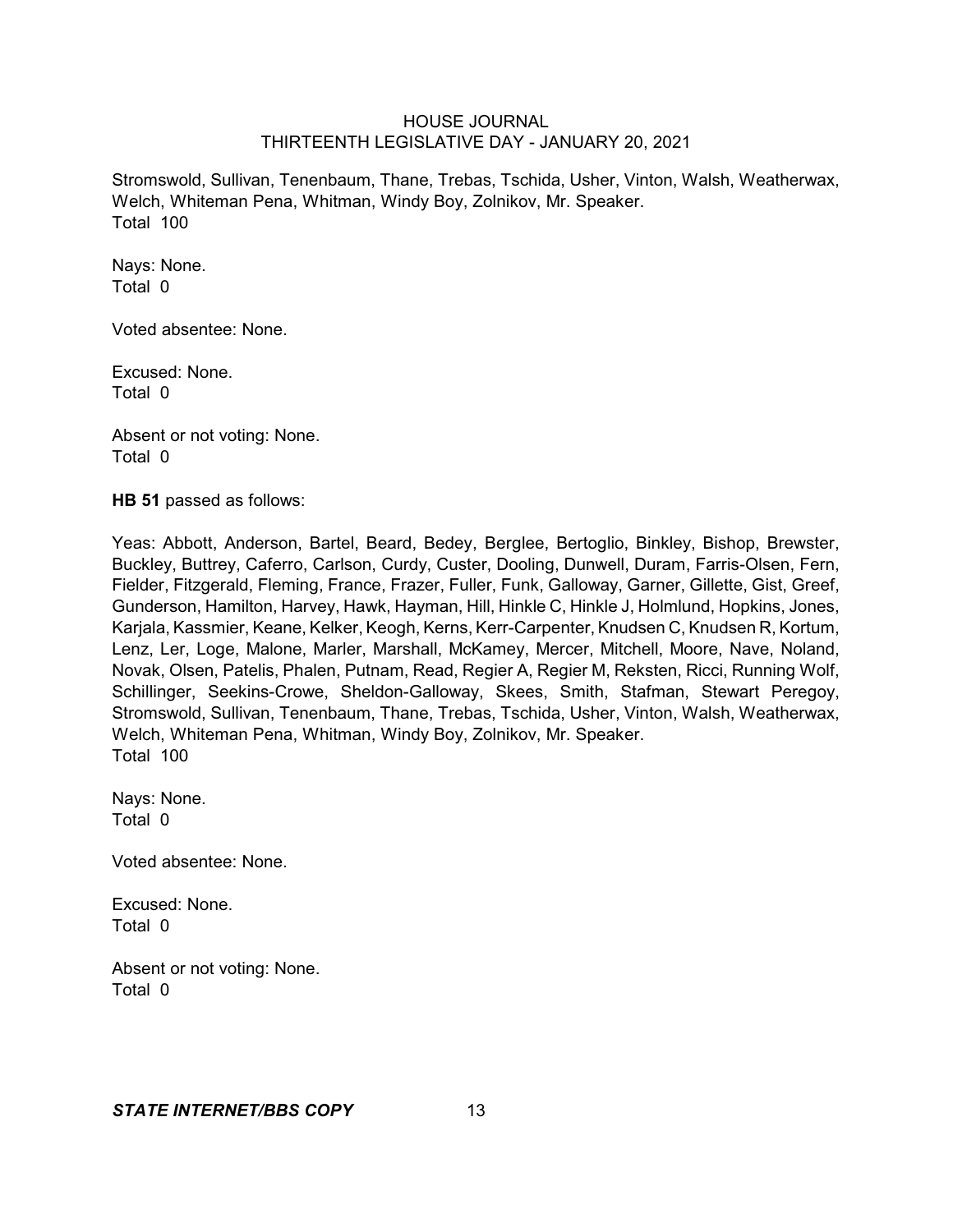Stromswold, Sullivan, Tenenbaum, Thane, Trebas, Tschida, Usher, Vinton, Walsh, Weatherwax, Welch, Whiteman Pena, Whitman, Windy Boy, Zolnikov, Mr. Speaker.
Total 100

Nays: None.
Total 0

Voted absentee: None.

Excused: None.
Total 0

Absent or not voting: None.
Total 0

**HB 51** passed as follows:

Yeas: Abbott, Anderson, Bartel, Beard, Bedey, Berglee, Bertoglio, Binkley, Bishop, Brewster, Buckley, Buttrey, Caferro, Carlson, Curdy, Custer, Dooling, Dunwell, Duram, Farris-Olsen, Fern, Fielder, Fitzgerald, Fleming, France, Frazer, Fuller, Funk, Galloway, Garner, Gillette, Gist, Greef, Gunderson, Hamilton, Harvey, Hawk, Hayman, Hill, Hinkle C, Hinkle J, Holmlund, Hopkins, Jones, Karjala, Kassmier, Keane, Kelker, Keogh, Kerns, Kerr-Carpenter, Knudsen C, Knudsen R, Kortum, Lenz, Ler, Loge, Malone, Marler, Marshall, McKamey, Mercer, Mitchell, Moore, Nave, Noland, Novak, Olsen, Patelis, Phalen, Putnam, Read, Regier A, Regier M, Reksten, Ricci, Running Wolf, Schillinger, Seekins-Crowe, Sheldon-Galloway, Skees, Smith, Stafman, Stewart Peregoy, Stromswold, Sullivan, Tenenbaum, Thane, Trebas, Tschida, Usher, Vinton, Walsh, Weatherwax, Welch, Whiteman Pena, Whitman, Windy Boy, Zolnikov, Mr. Speaker.
Total 100

Nays: None.
Total 0

Voted absentee: None.

Excused: None.
Total 0

Absent or not voting: None.
Total 0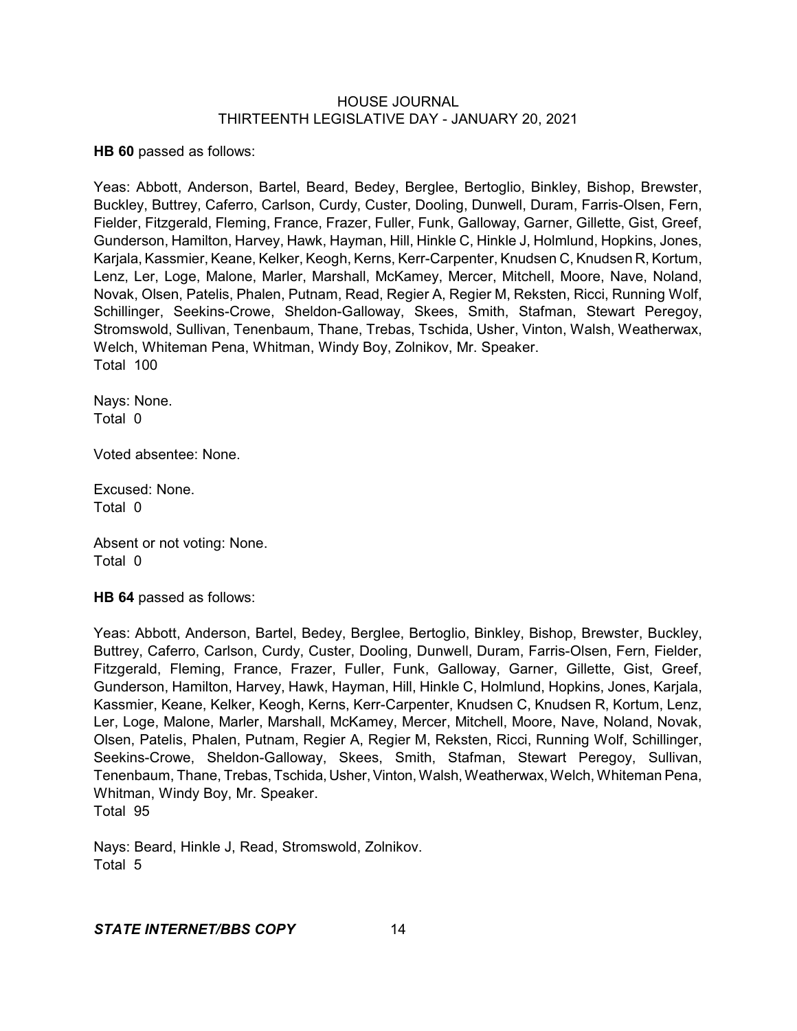**HB 60** passed as follows:

Yeas: Abbott, Anderson, Bartel, Beard, Bedey, Berglee, Bertoglio, Binkley, Bishop, Brewster, Buckley, Buttrey, Caferro, Carlson, Curdy, Custer, Dooling, Dunwell, Duram, Farris-Olsen, Fern, Fielder, Fitzgerald, Fleming, France, Frazer, Fuller, Funk, Galloway, Garner, Gillette, Gist, Greef, Gunderson, Hamilton, Harvey, Hawk, Hayman, Hill, Hinkle C, Hinkle J, Holmlund, Hopkins, Jones, Karjala, Kassmier, Keane, Kelker, Keogh, Kerns, Kerr-Carpenter, Knudsen C, Knudsen R, Kortum, Lenz, Ler, Loge, Malone, Marler, Marshall, McKamey, Mercer, Mitchell, Moore, Nave, Noland, Novak, Olsen, Patelis, Phalen, Putnam, Read, Regier A, Regier M, Reksten, Ricci, Running Wolf, Schillinger, Seekins-Crowe, Sheldon-Galloway, Skees, Smith, Stafman, Stewart Peregoy, Stromswold, Sullivan, Tenenbaum, Thane, Trebas, Tschida, Usher, Vinton, Walsh, Weatherwax, Welch, Whiteman Pena, Whitman, Windy Boy, Zolnikov, Mr. Speaker.
Total 100

Nays: None.
Total 0

Voted absentee: None.

Excused: None.
Total 0

Absent or not voting: None.
Total 0

**HB 64** passed as follows:

Yeas: Abbott, Anderson, Bartel, Bedey, Berglee, Bertoglio, Binkley, Bishop, Brewster, Buckley, Buttrey, Caferro, Carlson, Curdy, Custer, Dooling, Dunwell, Duram, Farris-Olsen, Fern, Fielder, Fitzgerald, Fleming, France, Frazer, Fuller, Funk, Galloway, Garner, Gillette, Gist, Greef, Gunderson, Hamilton, Harvey, Hawk, Hayman, Hill, Hinkle C, Holmlund, Hopkins, Jones, Karjala, Kassmier, Keane, Kelker, Keogh, Kerns, Kerr-Carpenter, Knudsen C, Knudsen R, Kortum, Lenz, Ler, Loge, Malone, Marler, Marshall, McKamey, Mercer, Mitchell, Moore, Nave, Noland, Novak, Olsen, Patelis, Phalen, Putnam, Regier A, Regier M, Reksten, Ricci, Running Wolf, Schillinger, Seekins-Crowe, Sheldon-Galloway, Skees, Smith, Stafman, Stewart Peregoy, Sullivan, Tenenbaum, Thane, Trebas, Tschida, Usher, Vinton, Walsh, Weatherwax, Welch, Whiteman Pena, Whitman, Windy Boy, Mr. Speaker.
Total 95

Nays: Beard, Hinkle J, Read, Stromswold, Zolnikov.
Total 5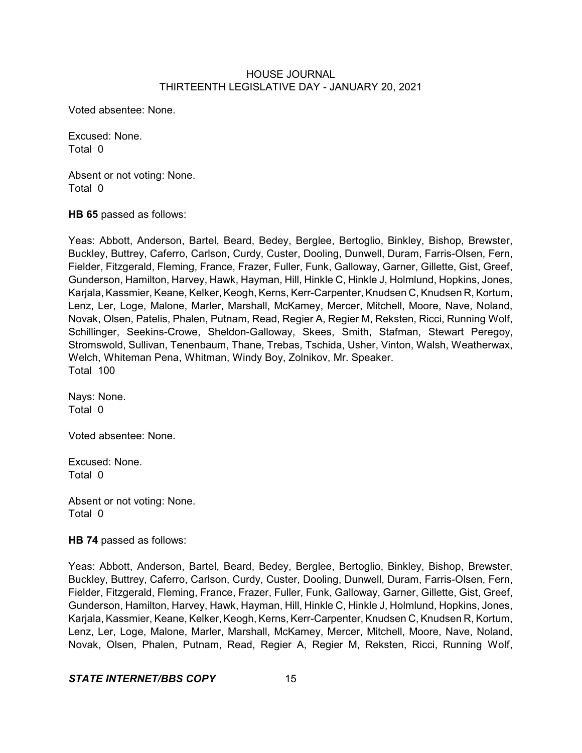Voted absentee: None.

Excused: None.
Total 0

Absent or not voting: None.
Total 0

**HB 65** passed as follows:

Yeas: Abbott, Anderson, Bartel, Beard, Bedey, Berglee, Bertoglio, Binkley, Bishop, Brewster, Buckley, Buttrey, Caferro, Carlson, Curdy, Custer, Dooling, Dunwell, Duram, Farris-Olsen, Fern, Fielder, Fitzgerald, Fleming, France, Frazer, Fuller, Funk, Galloway, Garner, Gillette, Gist, Greef, Gunderson, Hamilton, Harvey, Hawk, Hayman, Hill, Hinkle C, Hinkle J, Holmlund, Hopkins, Jones, Karjala, Kassmier, Keane, Kelker, Keogh, Kerns, Kerr-Carpenter, Knudsen C, Knudsen R, Kortum, Lenz, Ler, Loge, Malone, Marler, Marshall, McKamey, Mercer, Mitchell, Moore, Nave, Noland, Novak, Olsen, Patelis, Phalen, Putnam, Read, Regier A, Regier M, Reksten, Ricci, Running Wolf, Schillinger, Seekins-Crowe, Sheldon-Galloway, Skees, Smith, Stafman, Stewart Peregoy, Stromswold, Sullivan, Tenenbaum, Thane, Trebas, Tschida, Usher, Vinton, Walsh, Weatherwax, Welch, Whiteman Pena, Whitman, Windy Boy, Zolnikov, Mr. Speaker.
Total 100

Nays: None.
Total 0

Voted absentee: None.

Excused: None.
Total 0

Absent or not voting: None.
Total 0

**HB 74** passed as follows:

Yeas: Abbott, Anderson, Bartel, Beard, Bedey, Berglee, Bertoglio, Binkley, Bishop, Brewster, Buckley, Buttrey, Caferro, Carlson, Curdy, Custer, Dooling, Dunwell, Duram, Farris-Olsen, Fern, Fielder, Fitzgerald, Fleming, France, Frazer, Fuller, Funk, Galloway, Garner, Gillette, Gist, Greef, Gunderson, Hamilton, Harvey, Hawk, Hayman, Hill, Hinkle C, Hinkle J, Holmlund, Hopkins, Jones, Karjala, Kassmier, Keane, Kelker, Keogh, Kerns, Kerr-Carpenter, Knudsen C, Knudsen R, Kortum, Lenz, Ler, Loge, Malone, Marler, Marshall, McKamey, Mercer, Mitchell, Moore, Nave, Noland, Novak, Olsen, Phalen, Putnam, Read, Regier A, Regier M, Reksten, Ricci, Running Wolf,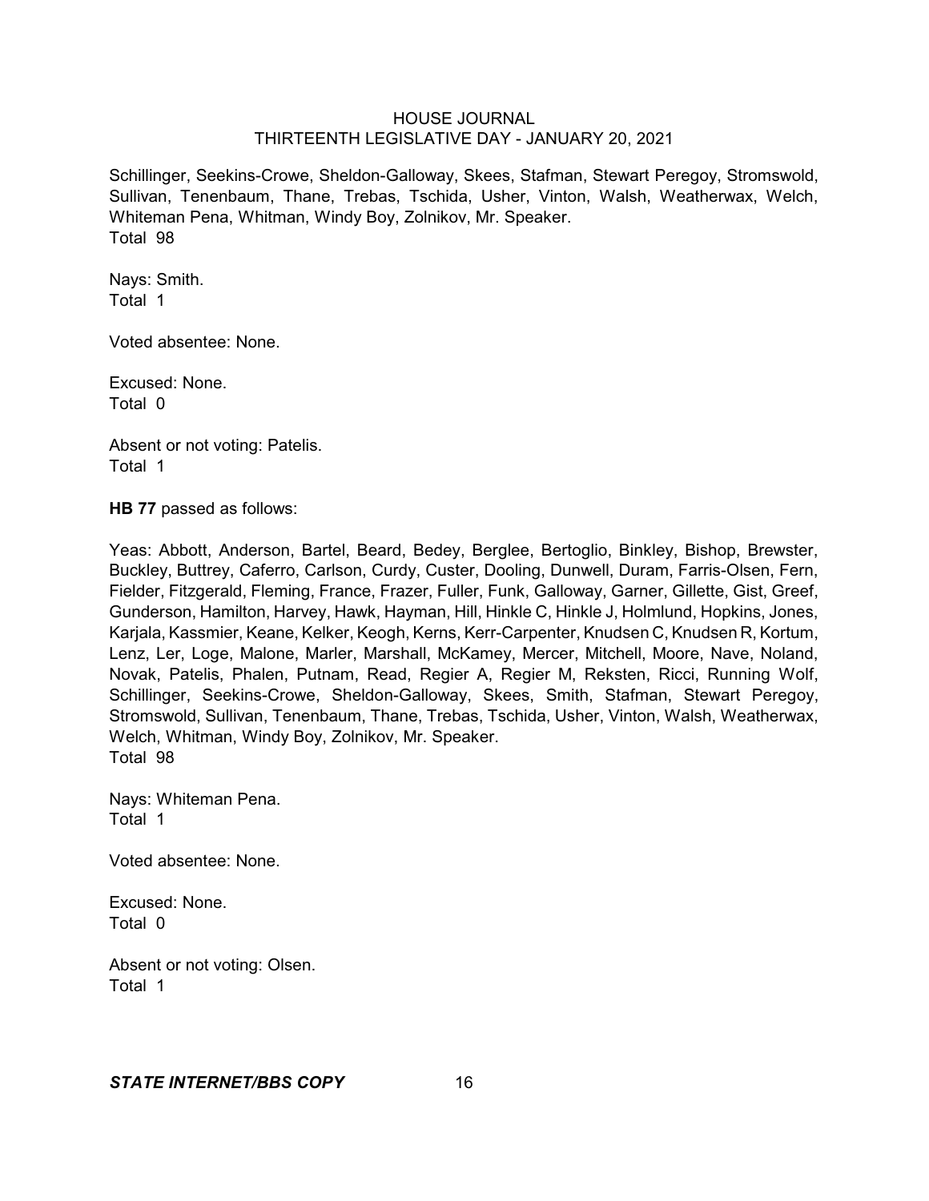Schillinger, Seekins-Crowe, Sheldon-Galloway, Skees, Stafman, Stewart Peregoy, Stromswold, Sullivan, Tenenbaum, Thane, Trebas, Tschida, Usher, Vinton, Walsh, Weatherwax, Welch, Whiteman Pena, Whitman, Windy Boy, Zolnikov, Mr. Speaker.
Total 98

Nays: Smith.
Total 1

Voted absentee: None.

Excused: None.
Total 0

Absent or not voting: Patelis.
Total 1

**HB 77** passed as follows:

Yeas: Abbott, Anderson, Bartel, Beard, Bedey, Berglee, Bertoglio, Binkley, Bishop, Brewster, Buckley, Buttrey, Caferro, Carlson, Curdy, Custer, Dooling, Dunwell, Duram, Farris-Olsen, Fern, Fielder, Fitzgerald, Fleming, France, Frazer, Fuller, Funk, Galloway, Garner, Gillette, Gist, Greef, Gunderson, Hamilton, Harvey, Hawk, Hayman, Hill, Hinkle C, Hinkle J, Holmlund, Hopkins, Jones, Karjala, Kassmier, Keane, Kelker, Keogh, Kerns, Kerr-Carpenter, Knudsen C, Knudsen R, Kortum, Lenz, Ler, Loge, Malone, Marler, Marshall, McKamey, Mercer, Mitchell, Moore, Nave, Noland, Novak, Patelis, Phalen, Putnam, Read, Regier A, Regier M, Reksten, Ricci, Running Wolf, Schillinger, Seekins-Crowe, Sheldon-Galloway, Skees, Smith, Stafman, Stewart Peregoy, Stromswold, Sullivan, Tenenbaum, Thane, Trebas, Tschida, Usher, Vinton, Walsh, Weatherwax, Welch, Whitman, Windy Boy, Zolnikov, Mr. Speaker.
Total 98

Nays: Whiteman Pena.
Total 1

Voted absentee: None.

Excused: None.
Total 0

Absent or not voting: Olsen.
Total 1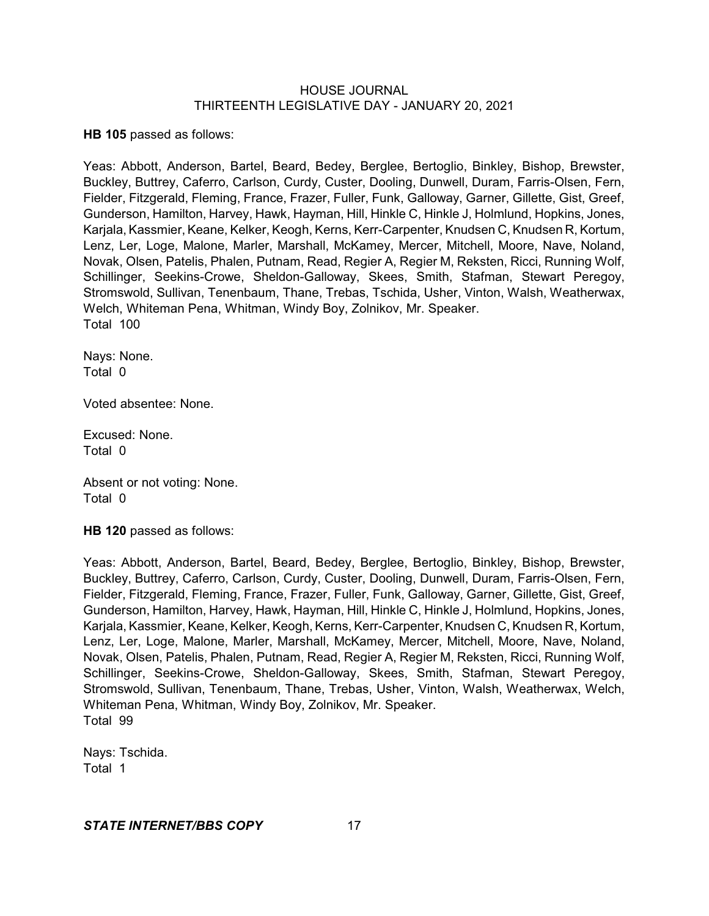**HB 105** passed as follows:

Yeas: Abbott, Anderson, Bartel, Beard, Bedey, Berglee, Bertoglio, Binkley, Bishop, Brewster, Buckley, Buttrey, Caferro, Carlson, Curdy, Custer, Dooling, Dunwell, Duram, Farris-Olsen, Fern, Fielder, Fitzgerald, Fleming, France, Frazer, Fuller, Funk, Galloway, Garner, Gillette, Gist, Greef, Gunderson, Hamilton, Harvey, Hawk, Hayman, Hill, Hinkle C, Hinkle J, Holmlund, Hopkins, Jones, Karjala, Kassmier, Keane, Kelker, Keogh, Kerns, Kerr-Carpenter, Knudsen C, Knudsen R, Kortum, Lenz, Ler, Loge, Malone, Marler, Marshall, McKamey, Mercer, Mitchell, Moore, Nave, Noland, Novak, Olsen, Patelis, Phalen, Putnam, Read, Regier A, Regier M, Reksten, Ricci, Running Wolf, Schillinger, Seekins-Crowe, Sheldon-Galloway, Skees, Smith, Stafman, Stewart Peregoy, Stromswold, Sullivan, Tenenbaum, Thane, Trebas, Tschida, Usher, Vinton, Walsh, Weatherwax, Welch, Whiteman Pena, Whitman, Windy Boy, Zolnikov, Mr. Speaker.
Total 100

Nays: None.
Total 0

Voted absentee: None.

Excused: None.
Total 0

Absent or not voting: None.
Total 0

**HB 120** passed as follows:

Yeas: Abbott, Anderson, Bartel, Beard, Bedey, Berglee, Bertoglio, Binkley, Bishop, Brewster, Buckley, Buttrey, Caferro, Carlson, Curdy, Custer, Dooling, Dunwell, Duram, Farris-Olsen, Fern, Fielder, Fitzgerald, Fleming, France, Frazer, Fuller, Funk, Galloway, Garner, Gillette, Gist, Greef, Gunderson, Hamilton, Harvey, Hawk, Hayman, Hill, Hinkle C, Hinkle J, Holmlund, Hopkins, Jones, Karjala, Kassmier, Keane, Kelker, Keogh, Kerns, Kerr-Carpenter, Knudsen C, Knudsen R, Kortum, Lenz, Ler, Loge, Malone, Marler, Marshall, McKamey, Mercer, Mitchell, Moore, Nave, Noland, Novak, Olsen, Patelis, Phalen, Putnam, Read, Regier A, Regier M, Reksten, Ricci, Running Wolf, Schillinger, Seekins-Crowe, Sheldon-Galloway, Skees, Smith, Stafman, Stewart Peregoy, Stromswold, Sullivan, Tenenbaum, Thane, Trebas, Usher, Vinton, Walsh, Weatherwax, Welch, Whiteman Pena, Whitman, Windy Boy, Zolnikov, Mr. Speaker.
Total 99

Nays: Tschida.
Total 1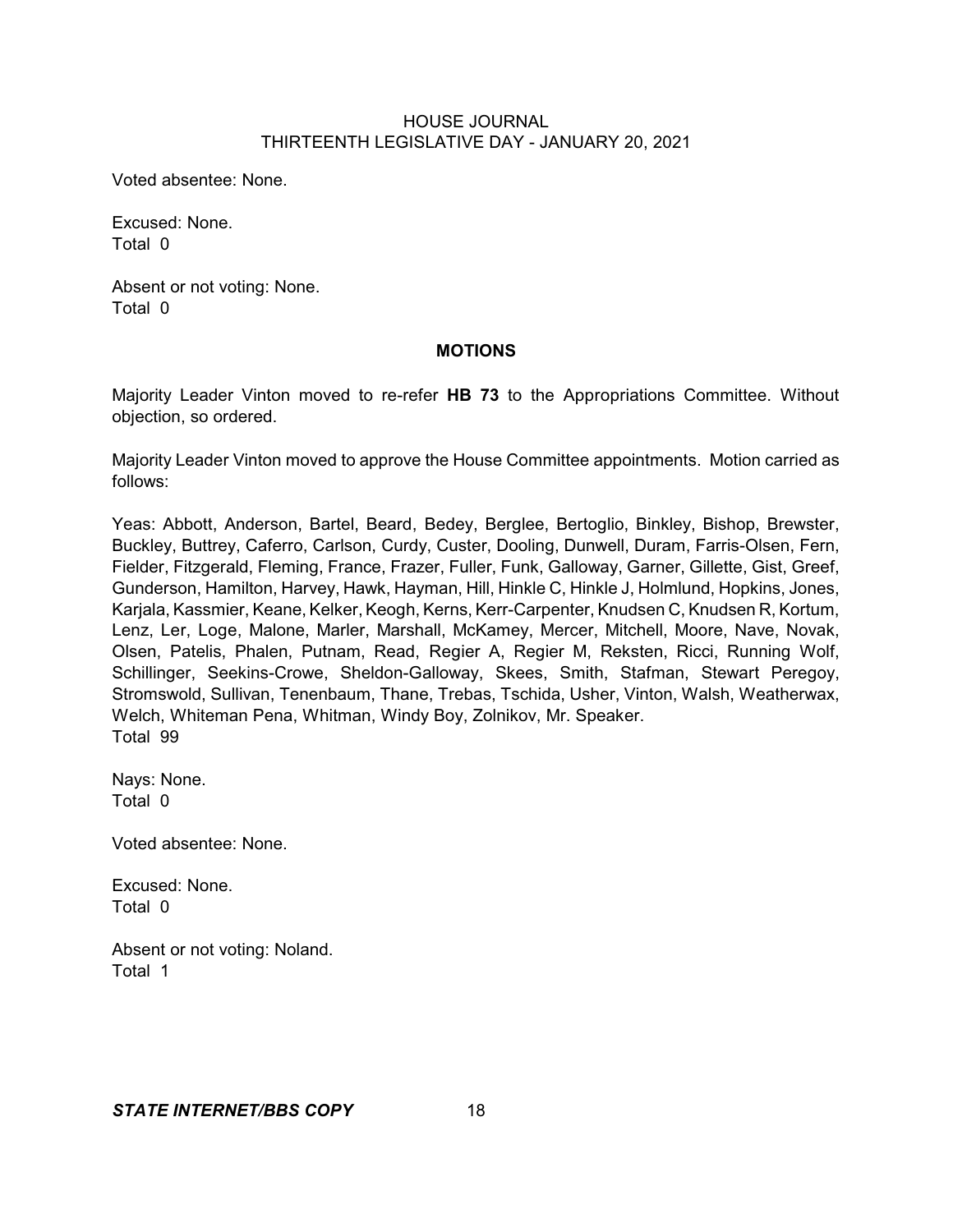Voted absentee: None.

Excused: None.
Total 0

Absent or not voting: None.
Total 0

## MOTIONS

Majority Leader Vinton moved to re-refer **HB 73** to the Appropriations Committee. Without objection, so ordered.

Majority Leader Vinton moved to approve the House Committee appointments. Motion carried as follows:

Yeas: Abbott, Anderson, Bartel, Beard, Bedey, Berglee, Bertoglio, Binkley, Bishop, Brewster, Buckley, Buttrey, Caferro, Carlson, Curdy, Custer, Dooling, Dunwell, Duram, Farris-Olsen, Fern, Fielder, Fitzgerald, Fleming, France, Frazer, Fuller, Funk, Galloway, Garner, Gillette, Gist, Greef, Gunderson, Hamilton, Harvey, Hawk, Hayman, Hill, Hinkle C, Hinkle J, Holmlund, Hopkins, Jones, Karjala, Kassmier, Keane, Kelker, Keogh, Kerns, Kerr-Carpenter, Knudsen C, Knudsen R, Kortum, Lenz, Ler, Loge, Malone, Marler, Marshall, McKamey, Mercer, Mitchell, Moore, Nave, Novak, Olsen, Patelis, Phalen, Putnam, Read, Regier A, Regier M, Reksten, Ricci, Running Wolf, Schillinger, Seekins-Crowe, Sheldon-Galloway, Skees, Smith, Stafman, Stewart Peregoy, Stromswold, Sullivan, Tenenbaum, Thane, Trebas, Tschida, Usher, Vinton, Walsh, Weatherwax, Welch, Whiteman Pena, Whitman, Windy Boy, Zolnikov, Mr. Speaker.
Total 99

Nays: None.
Total 0

Voted absentee: None.

Excused: None.
Total 0

Absent or not voting: Noland.
Total 1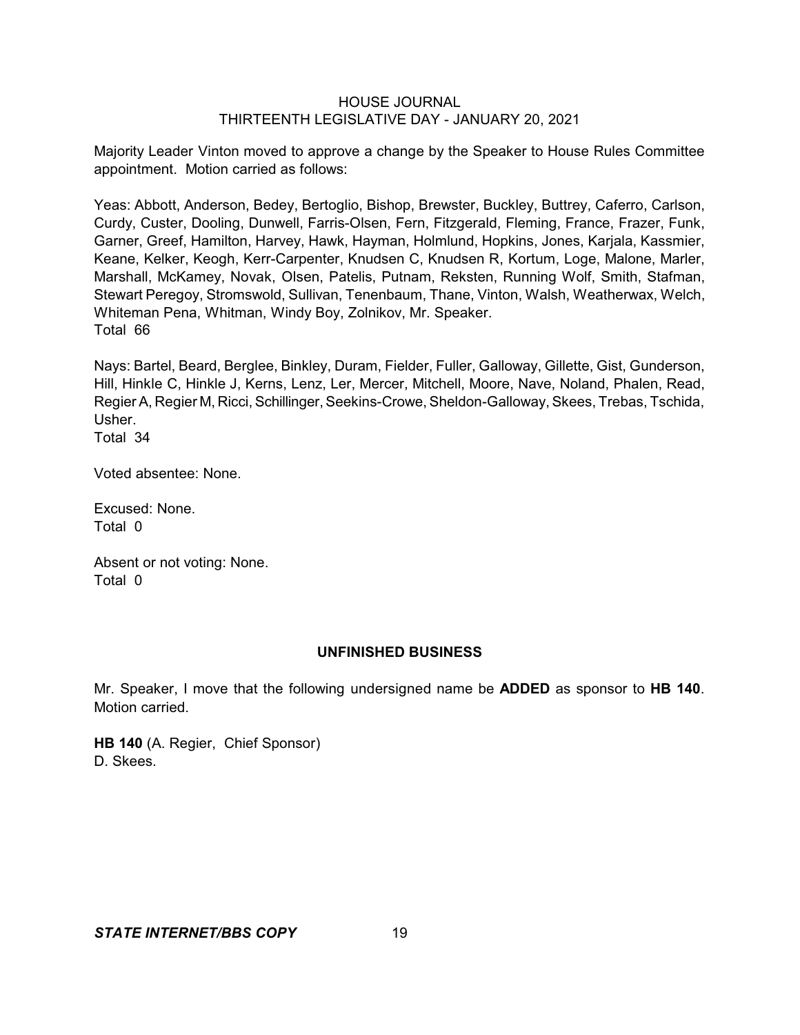Majority Leader Vinton moved to approve a change by the Speaker to House Rules Committee appointment. Motion carried as follows:

Yeas: Abbott, Anderson, Bedey, Bertoglio, Bishop, Brewster, Buckley, Buttrey, Caferro, Carlson, Curdy, Custer, Dooling, Dunwell, Farris-Olsen, Fern, Fitzgerald, Fleming, France, Frazer, Funk, Garner, Greef, Hamilton, Harvey, Hawk, Hayman, Holmlund, Hopkins, Jones, Karjala, Kassmier, Keane, Kelker, Keogh, Kerr-Carpenter, Knudsen C, Knudsen R, Kortum, Loge, Malone, Marler, Marshall, McKamey, Novak, Olsen, Patelis, Putnam, Reksten, Running Wolf, Smith, Stafman, Stewart Peregoy, Stromswold, Sullivan, Tenenbaum, Thane, Vinton, Walsh, Weatherwax, Welch, Whiteman Pena, Whitman, Windy Boy, Zolnikov, Mr. Speaker.
Total 66

Nays: Bartel, Beard, Berglee, Binkley, Duram, Fielder, Fuller, Galloway, Gillette, Gist, Gunderson, Hill, Hinkle C, Hinkle J, Kerns, Lenz, Ler, Mercer, Mitchell, Moore, Nave, Noland, Phalen, Read, Regier A, Regier M, Ricci, Schillinger, Seekins-Crowe, Sheldon-Galloway, Skees, Trebas, Tschida, Usher.
Total 34

Voted absentee: None.

Excused: None.
Total 0

Absent or not voting: None.
Total 0

## UNFINISHED BUSINESS

Mr. Speaker, I move that the following undersigned name be **ADDED** as sponsor to **HB 140**. Motion carried.

**HB 140** (A. Regier, Chief Sponsor)
D. Skees.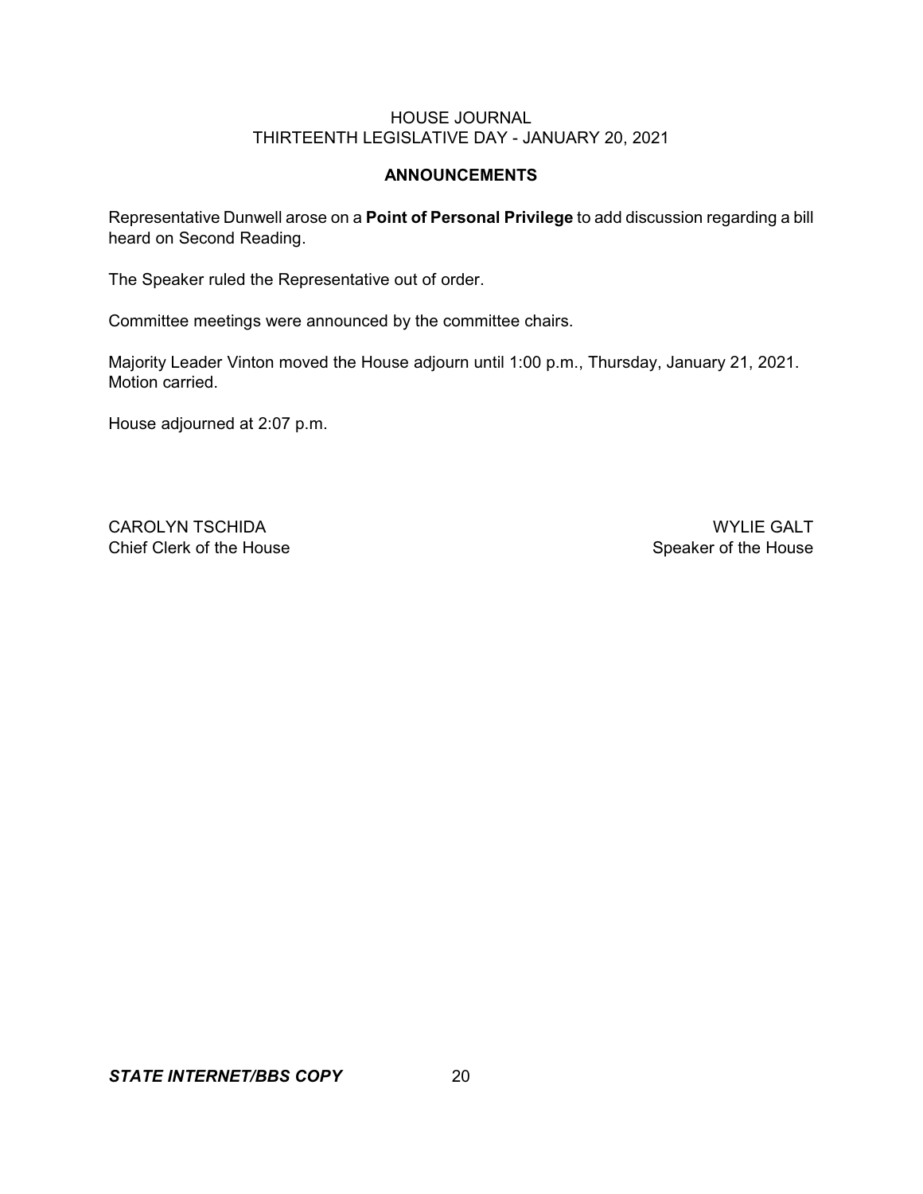## ANNOUNCEMENTS

Representative Dunwell arose on a **Point of Personal Privilege** to add discussion regarding a bill heard on Second Reading.

The Speaker ruled the Representative out of order.

Committee meetings were announced by the committee chairs.

Majority Leader Vinton moved the House adjourn until 1:00 p.m., Thursday, January 21, 2021. Motion carried.

House adjourned at 2:07 p.m.

CAROLYN TSCHIDA
Chief Clerk of the House

WYLIE GALT
Speaker of the House